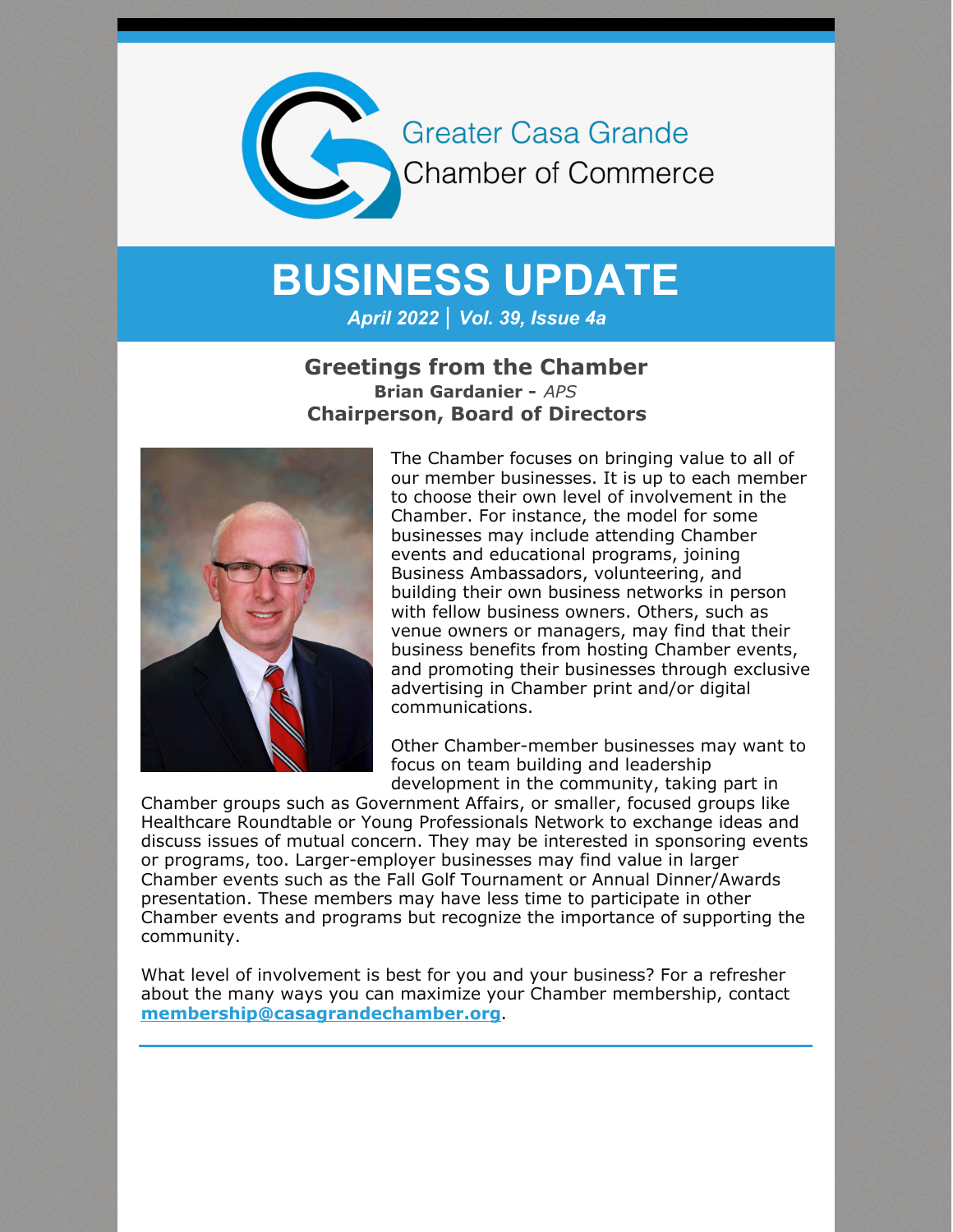Greater Casa Grande
Chamber of Commerce

# BUSINESS UPDATE

***April 2022 | Vol. 39, Issue 4a***

## Greetings from the Chamber

**Brian Gardanier -** *APS*

**Chairperson, Board of Directors**

The Chamber focuses on bringing value to all of our member businesses. It is up to each member to choose their own level of involvement in the Chamber. For instance, the model for some businesses may include attending Chamber events and educational programs, joining Business Ambassadors, volunteering, and building their own business networks in person with fellow business owners. Others, such as venue owners or managers, may find that their business benefits from hosting Chamber events, and promoting their businesses through exclusive advertising in Chamber print and/or digital communications.

Other Chamber-member businesses may want to focus on team building and leadership development in the community, taking part in Chamber groups such as Government Affairs, or smaller, focused groups like Healthcare Roundtable or Young Professionals Network to exchange ideas and discuss issues of mutual concern. They may be interested in sponsoring events or programs, too. Larger-employer businesses may find value in larger Chamber events such as the Fall Golf Tournament or Annual Dinner/Awards presentation. These members may have less time to participate in other Chamber events and programs but recognize the importance of supporting the community.

What level of involvement is best for you and your business? For a refresher about the many ways you can maximize your Chamber membership, contact **membership@casagrandechamber.org**.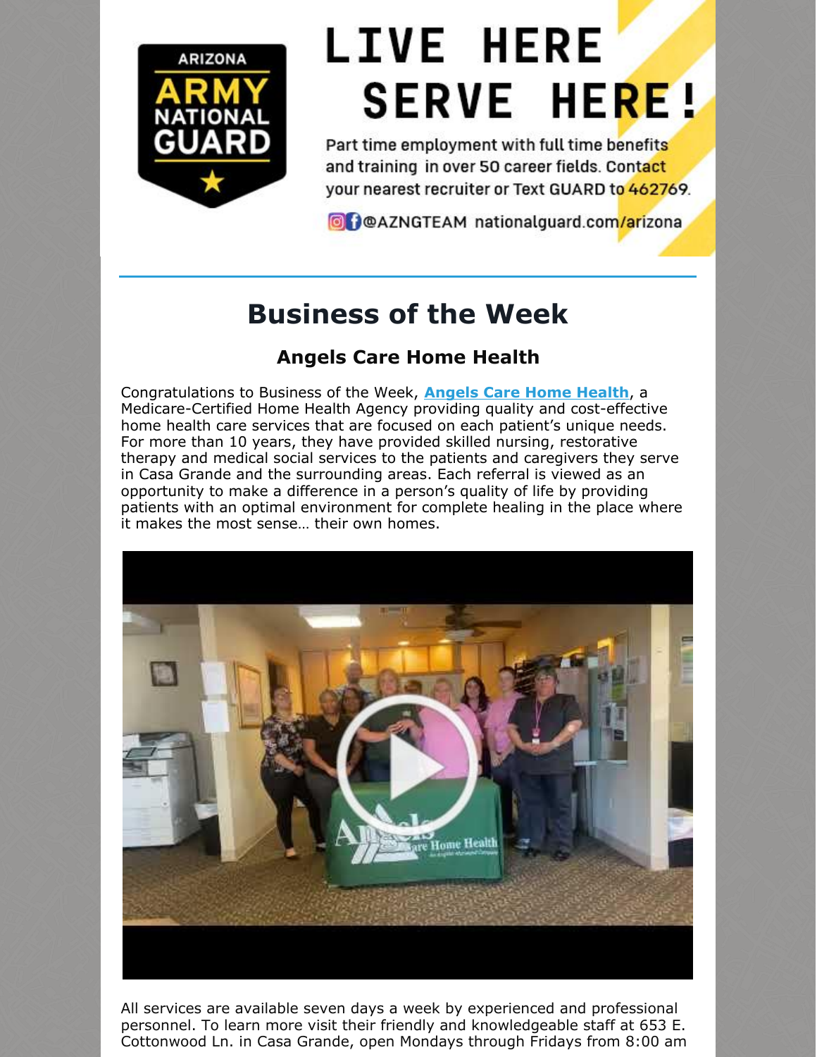ARIZONA ARMY NATIONAL GUARD

# LIVE HERE SERVE HERE!

Part time employment with full time benefits and training in over 50 career fields. Contact your nearest recruiter or Text GUARD to 462769.

@AZNGTEAM nationalguard.com/arizona

---

# Business of the Week

## Angels Care Home Health

Congratulations to Business of the Week, **Angels Care Home Health**, a Medicare-Certified Home Health Agency providing quality and cost-effective home health care services that are focused on each patient's unique needs. For more than 10 years, they have provided skilled nursing, restorative therapy and medical social services to the patients and caregivers they serve in Casa Grande and the surrounding areas. Each referral is viewed as an opportunity to make a difference in a person's quality of life by providing patients with an optimal environment for complete healing in the place where it makes the most sense… their own homes.

All services are available seven days a week by experienced and professional personnel. To learn more visit their friendly and knowledgeable staff at 653 E. Cottonwood Ln. in Casa Grande, open Mondays through Fridays from 8:00 am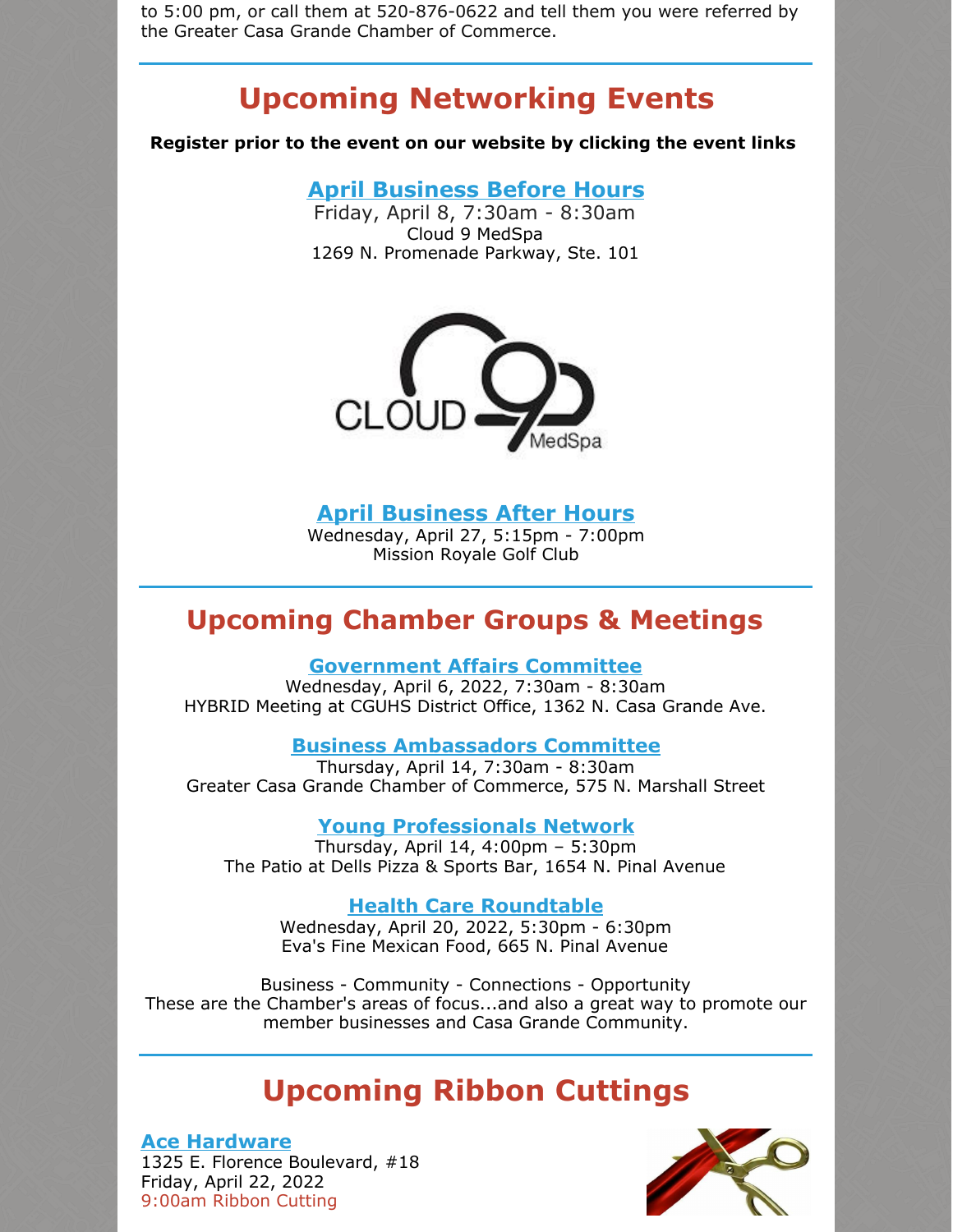to 5:00 pm, or call them at 520-876-0622 and tell them you were referred by the Greater Casa Grande Chamber of Commerce.

## Upcoming Networking Events

**Register prior to the event on our website by clicking the event links**

### April Business Before Hours

Friday, April 8, 7:30am - 8:30am
Cloud 9 MedSpa
1269 N. Promenade Parkway, Ste. 101

### April Business After Hours

Wednesday, April 27, 5:15pm - 7:00pm
Mission Royale Golf Club

## Upcoming Chamber Groups & Meetings

### Government Affairs Committee

Wednesday, April 6, 2022, 7:30am - 8:30am
HYBRID Meeting at CGUHS District Office, 1362 N. Casa Grande Ave.

### Business Ambassadors Committee

Thursday, April 14, 7:30am - 8:30am
Greater Casa Grande Chamber of Commerce, 575 N. Marshall Street

### Young Professionals Network

Thursday, April 14, 4:00pm – 5:30pm
The Patio at Dells Pizza & Sports Bar, 1654 N. Pinal Avenue

### Health Care Roundtable

Wednesday, April 20, 2022, 5:30pm - 6:30pm
Eva's Fine Mexican Food, 665 N. Pinal Avenue

Business - Community - Connections - Opportunity
These are the Chamber's areas of focus...and also a great way to promote our member businesses and Casa Grande Community.

## Upcoming Ribbon Cuttings

### Ace Hardware

1325 E. Florence Boulevard, #18
Friday, April 22, 2022
9:00am Ribbon Cutting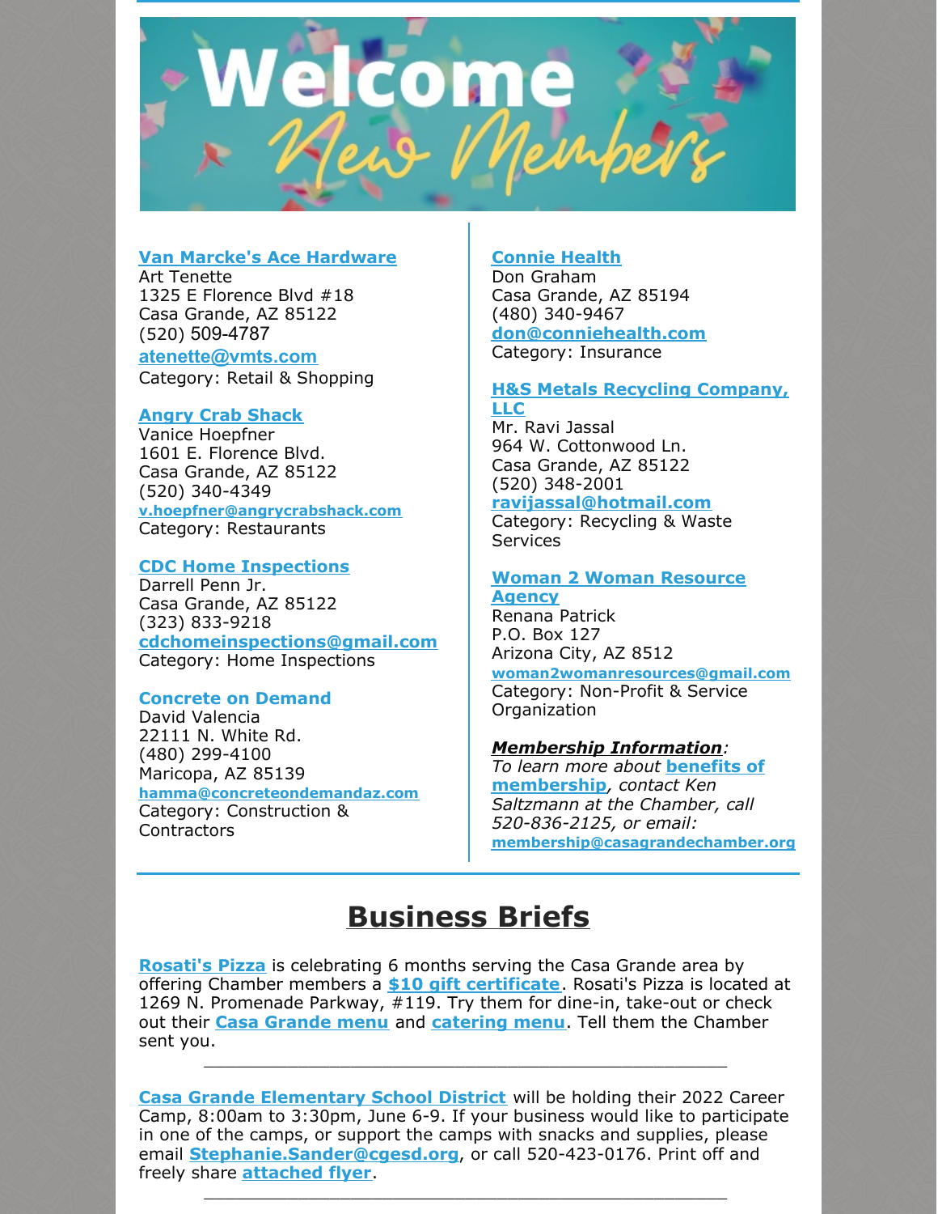# Welcome New Members

**Van Marcke's Ace Hardware**
Art Tenette
1325 E Florence Blvd #18
Casa Grande, AZ 85122
(520) 509-4787
atenette@vmts.com
Category: Retail & Shopping

**Angry Crab Shack**
Vanice Hoepfner
1601 E. Florence Blvd.
Casa Grande, AZ 85122
(520) 340-4349
v.hoepfner@angrycrabshack.com
Category: Restaurants

**CDC Home Inspections**
Darrell Penn Jr.
Casa Grande, AZ 85122
(323) 833-9218
cdchomeinspections@gmail.com
Category: Home Inspections

**Concrete on Demand**
David Valencia
22111 N. White Rd.
(480) 299-4100
Maricopa, AZ 85139
hamma@concreteondemandaz.com
Category: Construction & Contractors

**Connie Health**
Don Graham
Casa Grande, AZ 85194
(480) 340-9467
don@conniehealth.com
Category: Insurance

**H&S Metals Recycling Company, LLC**
Mr. Ravi Jassal
964 W. Cottonwood Ln.
Casa Grande, AZ 85122
(520) 348-2001
ravijassal@hotmail.com
Category: Recycling & Waste Services

**Woman 2 Woman Resource Agency**
Renana Patrick
P.O. Box 127
Arizona City, AZ 8512
woman2womanresources@gmail.com
Category: Non-Profit & Service Organization

***Membership Information***:
*To learn more about* **benefits of membership***, contact Ken Saltzmann at the Chamber, call 520-836-2125, or email:* membership@casagrandechamber.org

## Business Briefs

**Rosati's Pizza** is celebrating 6 months serving the Casa Grande area by offering Chamber members a **$10 gift certificate**. Rosati's Pizza is located at 1269 N. Promenade Parkway, #119. Try them for dine-in, take-out or check out their **Casa Grande menu** and **catering menu**. Tell them the Chamber sent you.

---

**Casa Grande Elementary School District** will be holding their 2022 Career Camp, 8:00am to 3:30pm, June 6-9. If your business would like to participate in one of the camps, or support the camps with snacks and supplies, please email **Stephanie.Sander@cgesd.org**, or call 520-423-0176. Print off and freely share **attached flyer**.

---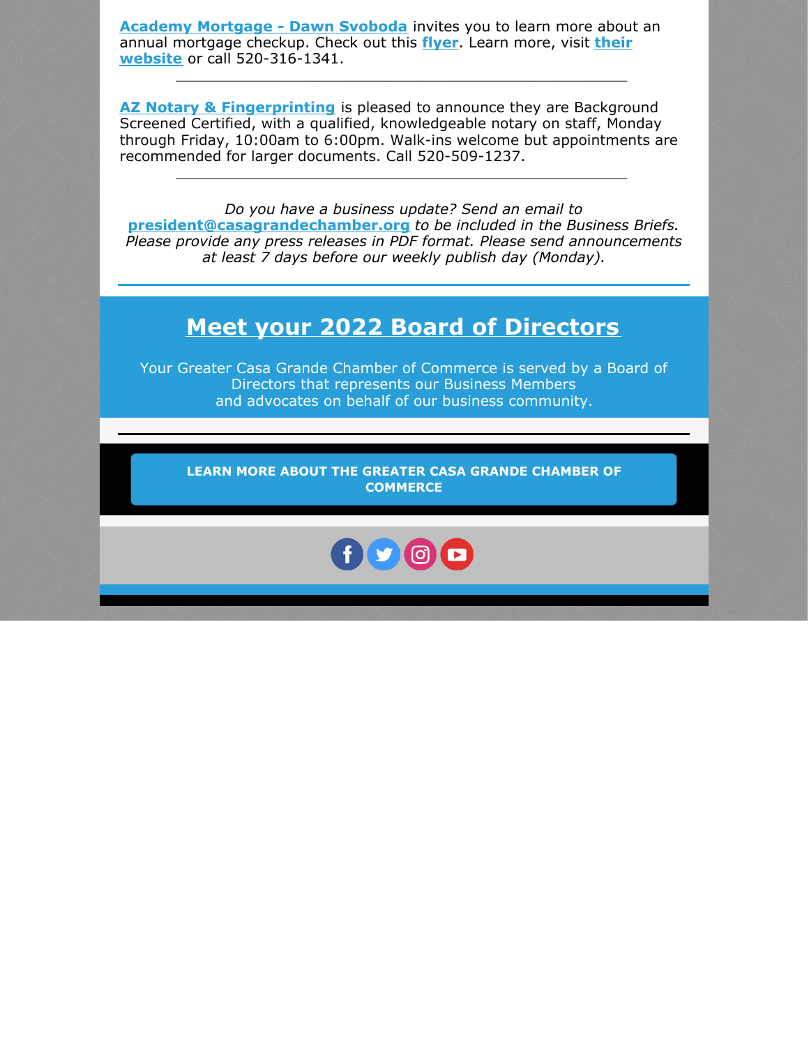**Academy Mortgage - Dawn Svoboda** invites you to learn more about an annual mortgage checkup. Check out this **flyer**. Learn more, visit **their website** or call 520-316-1341.

---

**AZ Notary & Fingerprinting** is pleased to announce they are Background Screened Certified, with a qualified, knowledgeable notary on staff, Monday through Friday, 10:00am to 6:00pm. Walk-ins welcome but appointments are recommended for larger documents. Call 520-509-1237.

---

*Do you have a business update? Send an email to* **president@casagrandechamber.org** *to be included in the Business Briefs. Please provide any press releases in PDF format. Please send announcements at least 7 days before our weekly publish day (Monday).*

## Meet your 2022 Board of Directors

Your Greater Casa Grande Chamber of Commerce is served by a Board of Directors that represents our Business Members and advocates on behalf of our business community.

**LEARN MORE ABOUT THE GREATER CASA GRANDE CHAMBER OF COMMERCE**